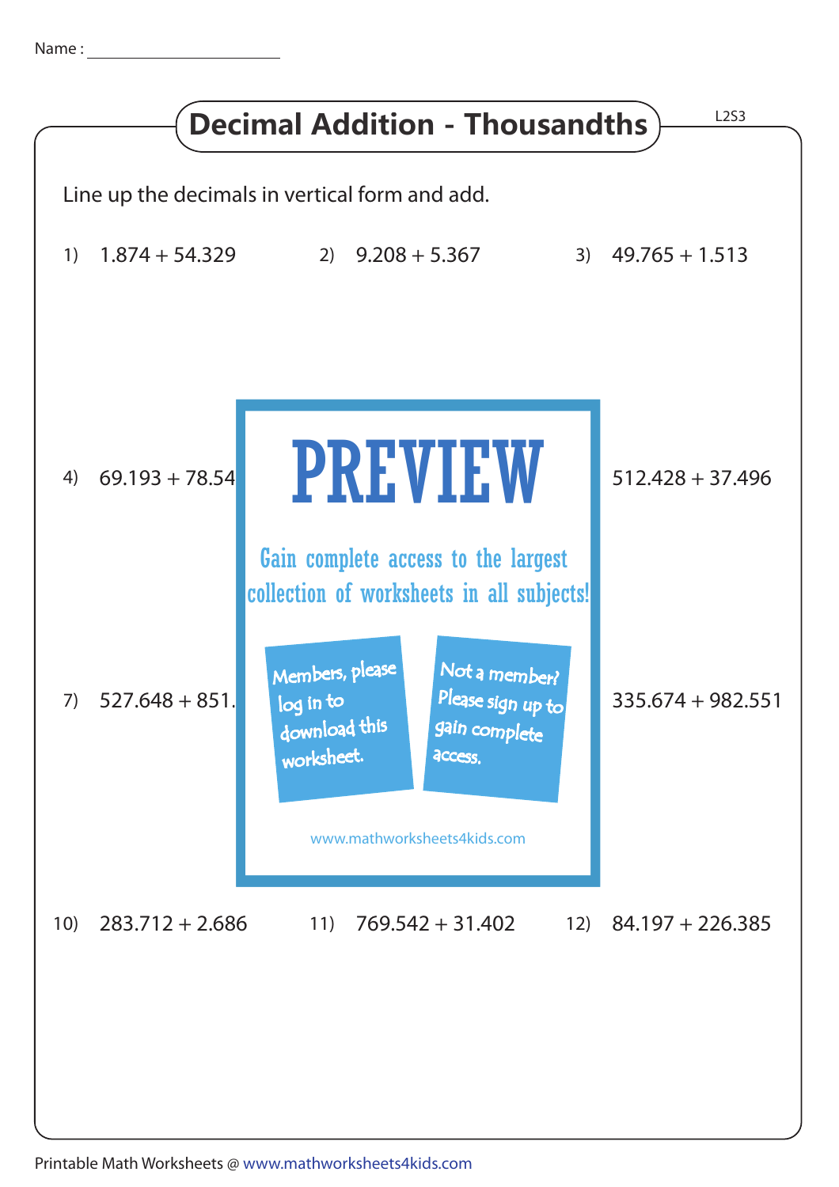Name :

# Decimal Addition - Thousandths

L2S3

Line up the decimals in vertical form and add.

1) 1.874 + 54.329

2) 9.208 + 5.367

3) 49.765 + 1.513

4) 69.193 + 78.54

512.428 + 37.496

PREVIEW

Gain complete access to the largest collection of worksheets in all subjects!

Members, please log in to download this worksheet.

Not a member? Please sign up to gain complete access.

www.mathworksheets4kids.com

7) 527.648 + 851.

335.674 + 982.551

10) 283.712 + 2.686

11) 769.542 + 31.402

12) 84.197 + 226.385

Printable Math Worksheets @ www.mathworksheets4kids.com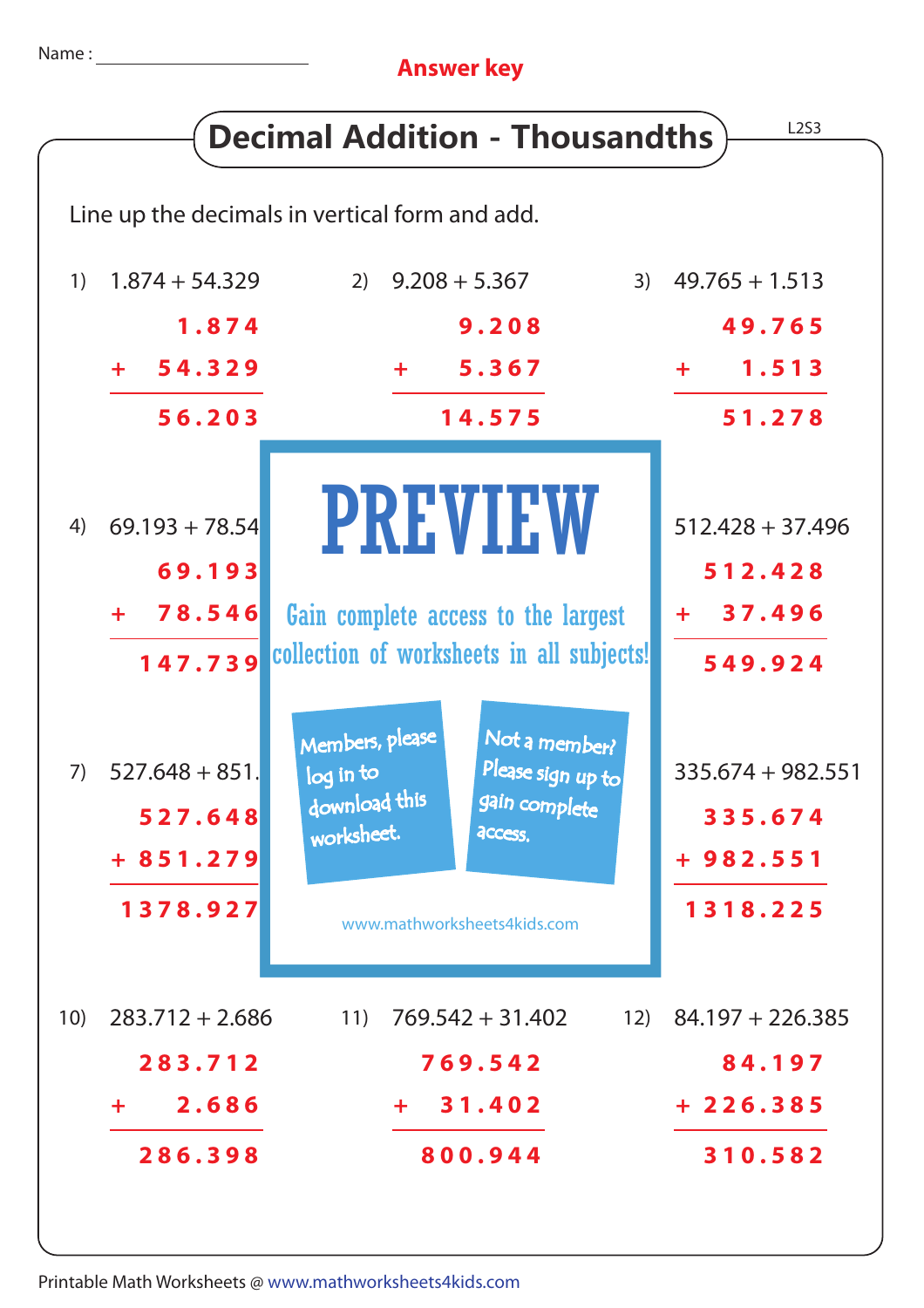Name :

**Answer key**

# Decimal Addition - Thousandths

L2S3

Line up the decimals in vertical form and add.

1) 1.874 + 54.329

$$\begin{array}{r} 1.874 \\ +\ 54.329 \\ \hline 56.203 \end{array}$$

2) 9.208 + 5.367

$$\begin{array}{r} 9.208 \\ +\ 5.367 \\ \hline 14.575 \end{array}$$

3) 49.765 + 1.513

$$\begin{array}{r} 49.765 \\ +\ 1.513 \\ \hline 51.278 \end{array}$$

4) 69.193 + 78.54

$$\begin{array}{r} 69.193 \\ +\ 78.546 \\ \hline 147.739 \end{array}$$

512.428 + 37.496

$$\begin{array}{r} 512.428 \\ +\ 37.496 \\ \hline 549.924 \end{array}$$

7) 527.648 + 851.

$$\begin{array}{r} 527.648 \\ +\ 851.279 \\ \hline 1378.927 \end{array}$$

335.674 + 982.551

$$\begin{array}{r} 335.674 \\ +\ 982.551 \\ \hline 1318.225 \end{array}$$

PREVIEW

Gain complete access to the largest collection of worksheets in all subjects!

Members, please log in to download this worksheet.

Not a member? Please sign up to gain complete access.

www.mathworksheets4kids.com

10) 283.712 + 2.686

$$\begin{array}{r} 283.712 \\ +\ 2.686 \\ \hline 286.398 \end{array}$$

11) 769.542 + 31.402

$$\begin{array}{r} 769.542 \\ +\ 31.402 \\ \hline 800.944 \end{array}$$

12) 84.197 + 226.385

$$\begin{array}{r} 84.197 \\ +\ 226.385 \\ \hline 310.582 \end{array}$$

Printable Math Worksheets @ www.mathworksheets4kids.com